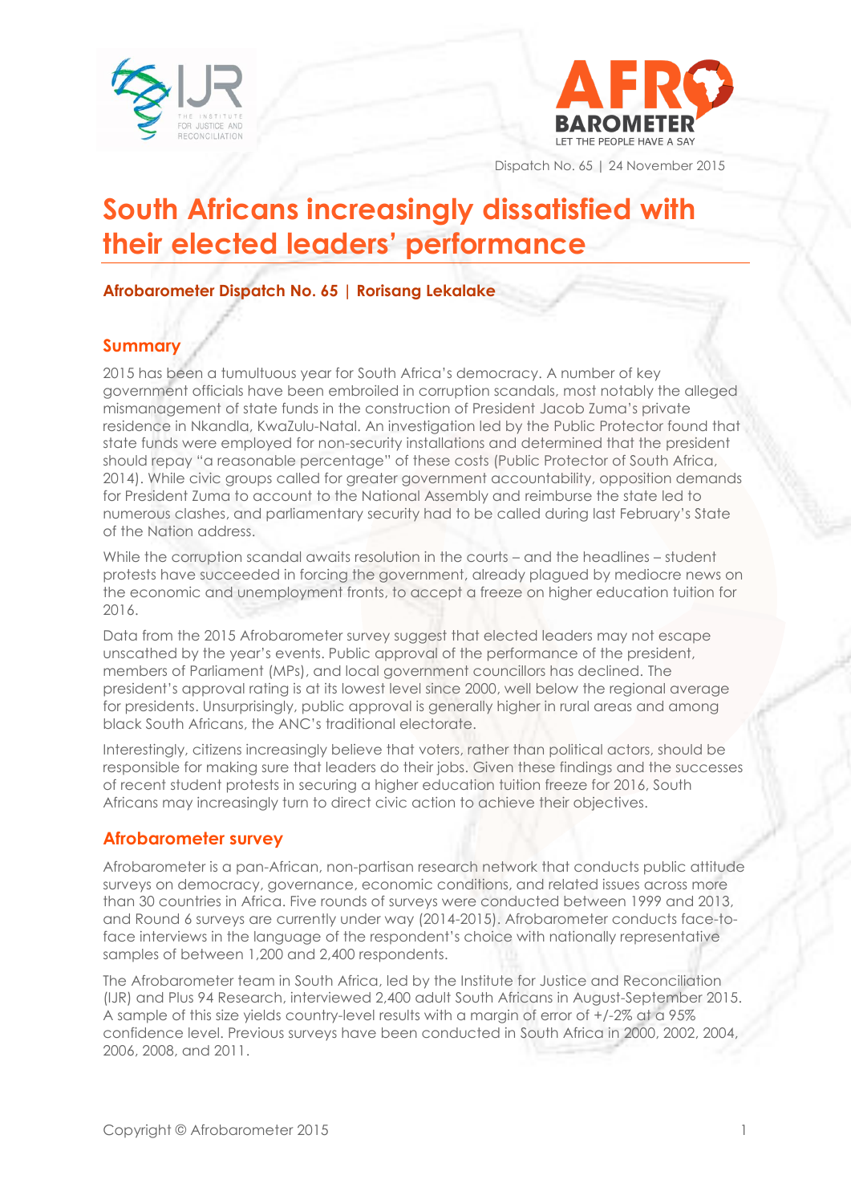Dispatch No. 65 | 24 November 2015

# South Africans increasingly dissatisfied with their elected leaders' performance

**Afrobarometer Dispatch No. 65 | Rorisang Lekalake**

## Summary

2015 has been a tumultuous year for South Africa's democracy. A number of key government officials have been embroiled in corruption scandals, most notably the alleged mismanagement of state funds in the construction of President Jacob Zuma's private residence in Nkandla, KwaZulu-Natal. An investigation led by the Public Protector found that state funds were employed for non-security installations and determined that the president should repay "a reasonable percentage" of these costs (Public Protector of South Africa, 2014). While civic groups called for greater government accountability, opposition demands for President Zuma to account to the National Assembly and reimburse the state led to numerous clashes, and parliamentary security had to be called during last February's State of the Nation address.

While the corruption scandal awaits resolution in the courts – and the headlines – student protests have succeeded in forcing the government, already plagued by mediocre news on the economic and unemployment fronts, to accept a freeze on higher education tuition for 2016.

Data from the 2015 Afrobarometer survey suggest that elected leaders may not escape unscathed by the year's events. Public approval of the performance of the president, members of Parliament (MPs), and local government councillors has declined. The president's approval rating is at its lowest level since 2000, well below the regional average for presidents. Unsurprisingly, public approval is generally higher in rural areas and among black South Africans, the ANC's traditional electorate.

Interestingly, citizens increasingly believe that voters, rather than political actors, should be responsible for making sure that leaders do their jobs. Given these findings and the successes of recent student protests in securing a higher education tuition freeze for 2016, South Africans may increasingly turn to direct civic action to achieve their objectives.

## Afrobarometer survey

Afrobarometer is a pan-African, non-partisan research network that conducts public attitude surveys on democracy, governance, economic conditions, and related issues across more than 30 countries in Africa. Five rounds of surveys were conducted between 1999 and 2013, and Round 6 surveys are currently under way (2014-2015). Afrobarometer conducts face-to-face interviews in the language of the respondent's choice with nationally representative samples of between 1,200 and 2,400 respondents.

The Afrobarometer team in South Africa, led by the Institute for Justice and Reconciliation (IJR) and Plus 94 Research, interviewed 2,400 adult South Africans in August-September 2015. A sample of this size yields country-level results with a margin of error of +/-2% at a 95% confidence level. Previous surveys have been conducted in South Africa in 2000, 2002, 2004, 2006, 2008, and 2011.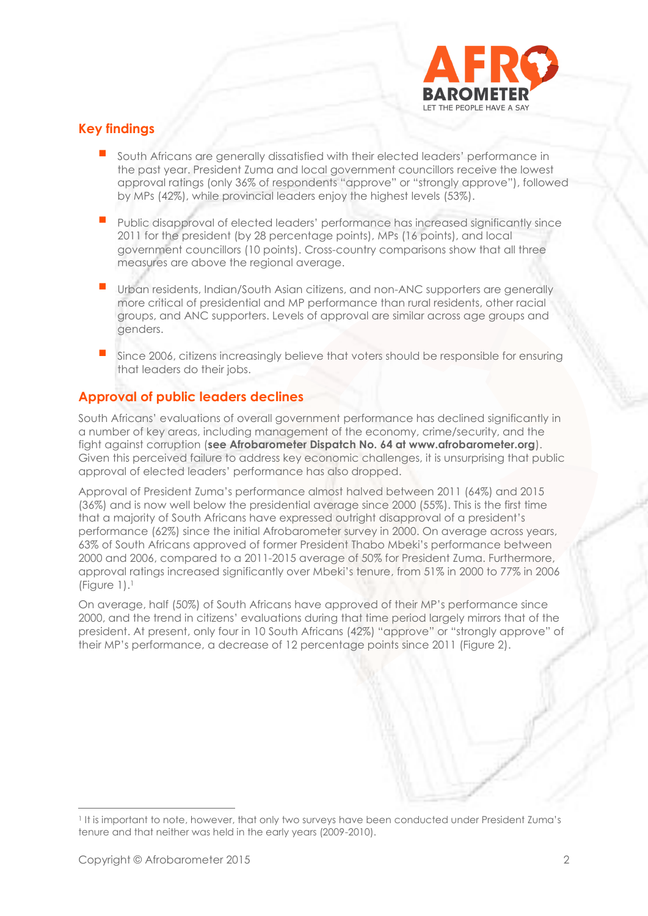## Key findings

- South Africans are generally dissatisfied with their elected leaders' performance in the past year. President Zuma and local government councillors receive the lowest approval ratings (only 36% of respondents "approve" or "strongly approve"), followed by MPs (42%), while provincial leaders enjoy the highest levels (53%).
- Public disapproval of elected leaders' performance has increased significantly since 2011 for the president (by 28 percentage points), MPs (16 points), and local government councillors (10 points). Cross-country comparisons show that all three measures are above the regional average.
- Urban residents, Indian/South Asian citizens, and non-ANC supporters are generally more critical of presidential and MP performance than rural residents, other racial groups, and ANC supporters. Levels of approval are similar across age groups and genders.
- Since 2006, citizens increasingly believe that voters should be responsible for ensuring that leaders do their jobs.

## Approval of public leaders declines

South Africans' evaluations of overall government performance has declined significantly in a number of key areas, including management of the economy, crime/security, and the fight against corruption (**see Afrobarometer Dispatch No. 64 at www.afrobarometer.org**). Given this perceived failure to address key economic challenges, it is unsurprising that public approval of elected leaders' performance has also dropped.

Approval of President Zuma's performance almost halved between 2011 (64%) and 2015 (36%) and is now well below the presidential average since 2000 (55%). This is the first time that a majority of South Africans have expressed outright disapproval of a president's performance (62%) since the initial Afrobarometer survey in 2000. On average across years, 63% of South Africans approved of former President Thabo Mbeki's performance between 2000 and 2006, compared to a 2011-2015 average of 50% for President Zuma. Furthermore, approval ratings increased significantly over Mbeki's tenure, from 51% in 2000 to 77% in 2006 (Figure 1).[1]

On average, half (50%) of South Africans have approved of their MP's performance since 2000, and the trend in citizens' evaluations during that time period largely mirrors that of the president. At present, only four in 10 South Africans (42%) "approve" or "strongly approve" of their MP's performance, a decrease of 12 percentage points since 2011 (Figure 2).

[1] It is important to note, however, that only two surveys have been conducted under President Zuma's tenure and that neither was held in the early years (2009-2010).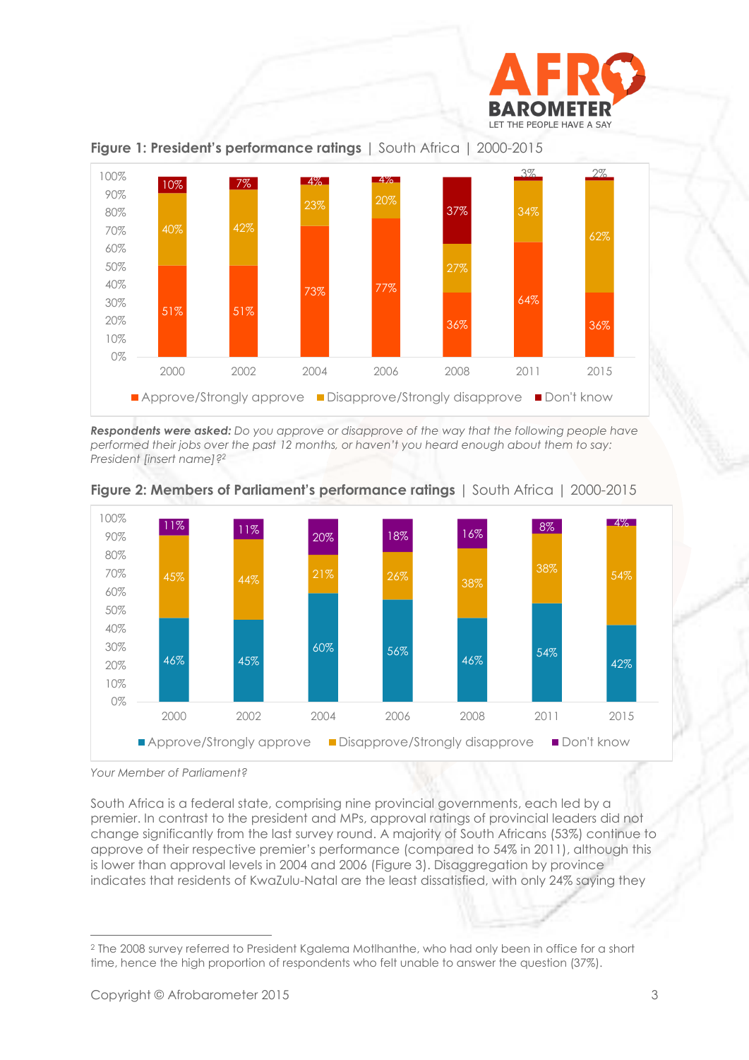**Figure 1: President's performance ratings** | South Africa | 2000-2015

| | 2000 | 2002 | 2004 | 2006 | 2008 | 2011 | 2015 |
|---|---|---|---|---|---|---|---|
| Approve/Strongly approve | 51% | 51% | 73% | 77% | 36% | 64% | 36% |
| Disapprove/Strongly disapprove | 40% | 42% | 23% | 20% | 27% | 34% | 62% |
| Don't know | 10% | 7% | 4% | 4% | 37% | 3% | 2% |

***Respondents were asked:*** *Do you approve or disapprove of the way that the following people have performed their jobs over the past 12 months, or haven't you heard enough about them to say: President [insert name]?*[2]

**Figure 2: Members of Parliament's performance ratings** | South Africa | 2000-2015

| | 2000 | 2002 | 2004 | 2006 | 2008 | 2011 | 2015 |
|---|---|---|---|---|---|---|---|
| Approve/Strongly approve | 46% | 45% | 60% | 56% | 46% | 54% | 42% |
| Disapprove/Strongly disapprove | 45% | 44% | 21% | 26% | 38% | 38% | 54% |
| Don't know | 11% | 11% | 20% | 18% | 16% | 8% | 4% |

*Your Member of Parliament?*

South Africa is a federal state, comprising nine provincial governments, each led by a premier. In contrast to the president and MPs, approval ratings of provincial leaders did not change significantly from the last survey round. A majority of South Africans (53%) continue to approve of their respective premier's performance (compared to 54% in 2011), although this is lower than approval levels in 2004 and 2006 (Figure 3). Disaggregation by province indicates that residents of KwaZulu-Natal are the least dissatisfied, with only 24% saying they

---

[2] The 2008 survey referred to President Kgalema Motlhanthe, who had only been in office for a short time, hence the high proportion of respondents who felt unable to answer the question (37%).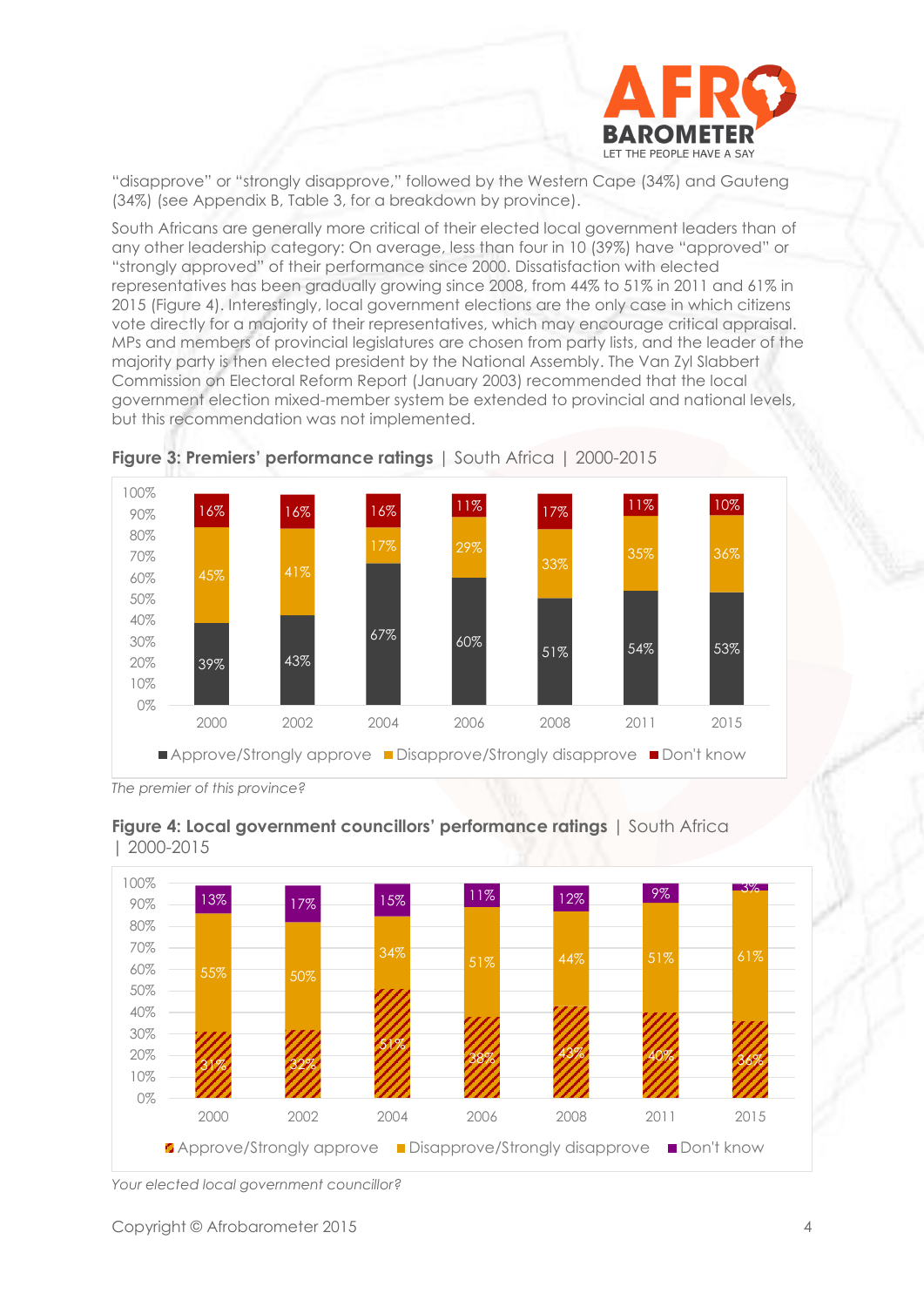"disapprove" or "strongly disapprove," followed by the Western Cape (34%) and Gauteng (34%) (see Appendix B, Table 3, for a breakdown by province).

South Africans are generally more critical of their elected local government leaders than of any other leadership category: On average, less than four in 10 (39%) have "approved" or "strongly approved" of their performance since 2000. Dissatisfaction with elected representatives has been gradually growing since 2008, from 44% to 51% in 2011 and 61% in 2015 (Figure 4). Interestingly, local government elections are the only case in which citizens vote directly for a majority of their representatives, which may encourage critical appraisal. MPs and members of provincial legislatures are chosen from party lists, and the leader of the majority party is then elected president by the National Assembly. The Van Zyl Slabbert Commission on Electoral Reform Report (January 2003) recommended that the local government election mixed-member system be extended to provincial and national levels, but this recommendation was not implemented.

**Figure 3: Premiers' performance ratings** | South Africa | 2000-2015

| | 2000 | 2002 | 2004 | 2006 | 2008 | 2011 | 2015 |
|---|---|---|---|---|---|---|---|
| Approve/Strongly approve | 39% | 43% | 67% | 60% | 51% | 54% | 53% |
| Disapprove/Strongly disapprove | 45% | 41% | 17% | 29% | 33% | 35% | 36% |
| Don't know | 16% | 16% | 16% | 11% | 17% | 11% | 10% |

*The premier of this province?*

**Figure 4: Local government councillors' performance ratings** | South Africa | 2000-2015

| | 2000 | 2002 | 2004 | 2006 | 2008 | 2011 | 2015 |
|---|---|---|---|---|---|---|---|
| Approve/Strongly approve | 31% | 32% | 51% | 38% | 43% | 40% | 36% |
| Disapprove/Strongly disapprove | 55% | 50% | 34% | 51% | 44% | 51% | 61% |
| Don't know | 13% | 17% | 15% | 11% | 12% | 9% | 3% |

*Your elected local government councillor?*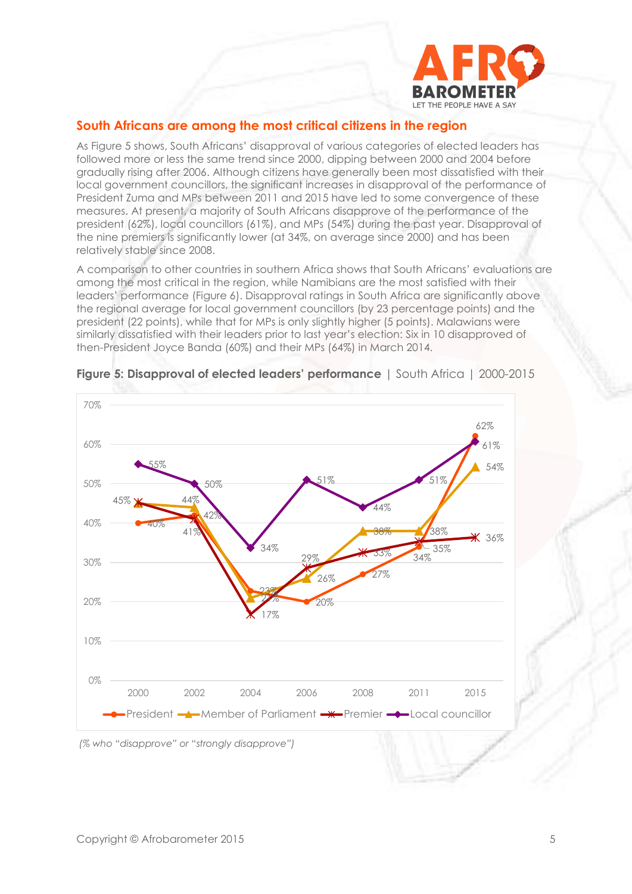## South Africans are among the most critical citizens in the region

As Figure 5 shows, South Africans' disapproval of various categories of elected leaders has followed more or less the same trend since 2000, dipping between 2000 and 2004 before gradually rising after 2006. Although citizens have generally been most dissatisfied with their local government councillors, the significant increases in disapproval of the performance of President Zuma and MPs between 2011 and 2015 have led to some convergence of these measures. At present, a majority of South Africans disapprove of the performance of the president (62%), local councillors (61%), and MPs (54%) during the past year. Disapproval of the nine premiers is significantly lower (at 34%, on average since 2000) and has been relatively stable since 2008.

A comparison to other countries in southern Africa shows that South Africans' evaluations are among the most critical in the region, while Namibians are the most satisfied with their leaders' performance (Figure 6). Disapproval ratings in South Africa are significantly above the regional average for local government councillors (by 23 percentage points) and the president (22 points), while that for MPs is only slightly higher (5 points). Malawians were similarly dissatisfied with their leaders prior to last year's election: Six in 10 disapproved of then-President Joyce Banda (60%) and their MPs (64%) in March 2014.

**Figure 5: Disapproval of elected leaders' performance** | South Africa | 2000-2015

| | 2000 | 2002 | 2004 | 2006 | 2008 | 2011 | 2015 |
|---|---|---|---|---|---|---|---|
| President | 40% | 42% | 23% | 20% | 27% | 34% | 62% |
| Member of Parliament | 45% | 44% | 21% | 26% | 38% | 38% | 54% |
| Premier | 45% | 41% | 17% | 29% | 33% | 35% | 36% |
| Local councillor | 55% | 50% | 34% | 51% | 44% | 51% | 61% |

*(% who "disapprove" or "strongly disapprove")*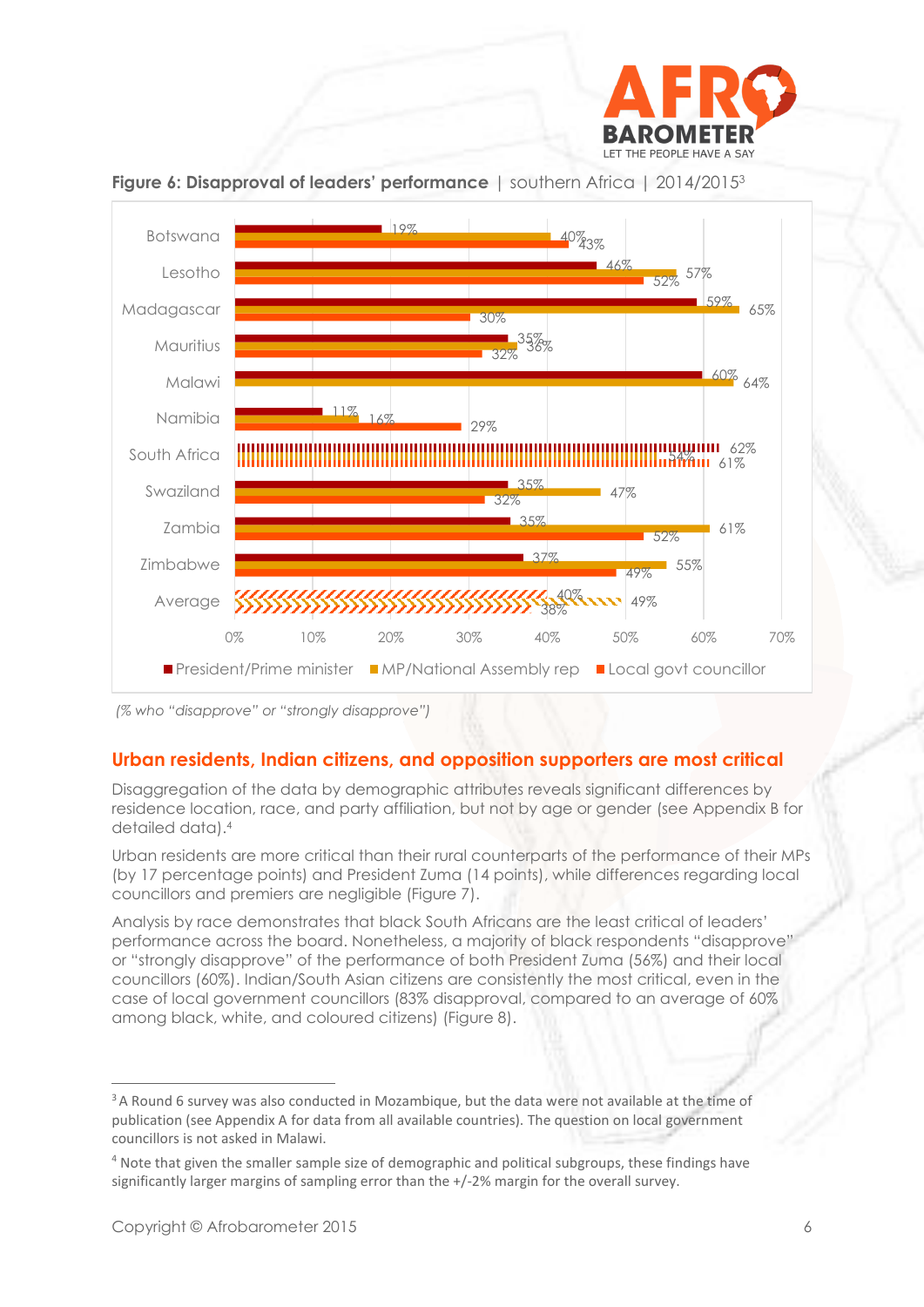**Figure 6: Disapproval of leaders' performance** | southern Africa | 2014/2015[3]

| Country | President/Prime minister | MP/National Assembly rep | Local govt councillor |
|---|---|---|---|
| Botswana | 19% | 40% | 43% |
| Lesotho | 46% | 57% | 52% |
| Madagascar | 59% | 65% | 30% |
| Mauritius | 35% | 36% | 32% |
| Malawi | 60% | 64% | |
| Namibia | 11% | 16% | 29% |
| South Africa | 62% | 54% | 61% |
| Swaziland | 35% | 47% | 32% |
| Zambia | 35% | 61% | 52% |
| Zimbabwe | 37% | 55% | 49% |
| Average | 40% | 49% | 38% |

*(% who "disapprove" or "strongly disapprove")*

## Urban residents, Indian citizens, and opposition supporters are most critical

Disaggregation of the data by demographic attributes reveals significant differences by residence location, race, and party affiliation, but not by age or gender (see Appendix B for detailed data).[4]

Urban residents are more critical than their rural counterparts of the performance of their MPs (by 17 percentage points) and President Zuma (14 points), while differences regarding local councillors and premiers are negligible (Figure 7).

Analysis by race demonstrates that black South Africans are the least critical of leaders' performance across the board. Nonetheless, a majority of black respondents "disapprove" or "strongly disapprove" of the performance of both President Zuma (56%) and their local councillors (60%). Indian/South Asian citizens are consistently the most critical, even in the case of local government councillors (83% disapproval, compared to an average of 60% among black, white, and coloured citizens) (Figure 8).

---

[3] A Round 6 survey was also conducted in Mozambique, but the data were not available at the time of publication (see Appendix A for data from all available countries). The question on local government councillors is not asked in Malawi.

[4] Note that given the smaller sample size of demographic and political subgroups, these findings have significantly larger margins of sampling error than the +/-2% margin for the overall survey.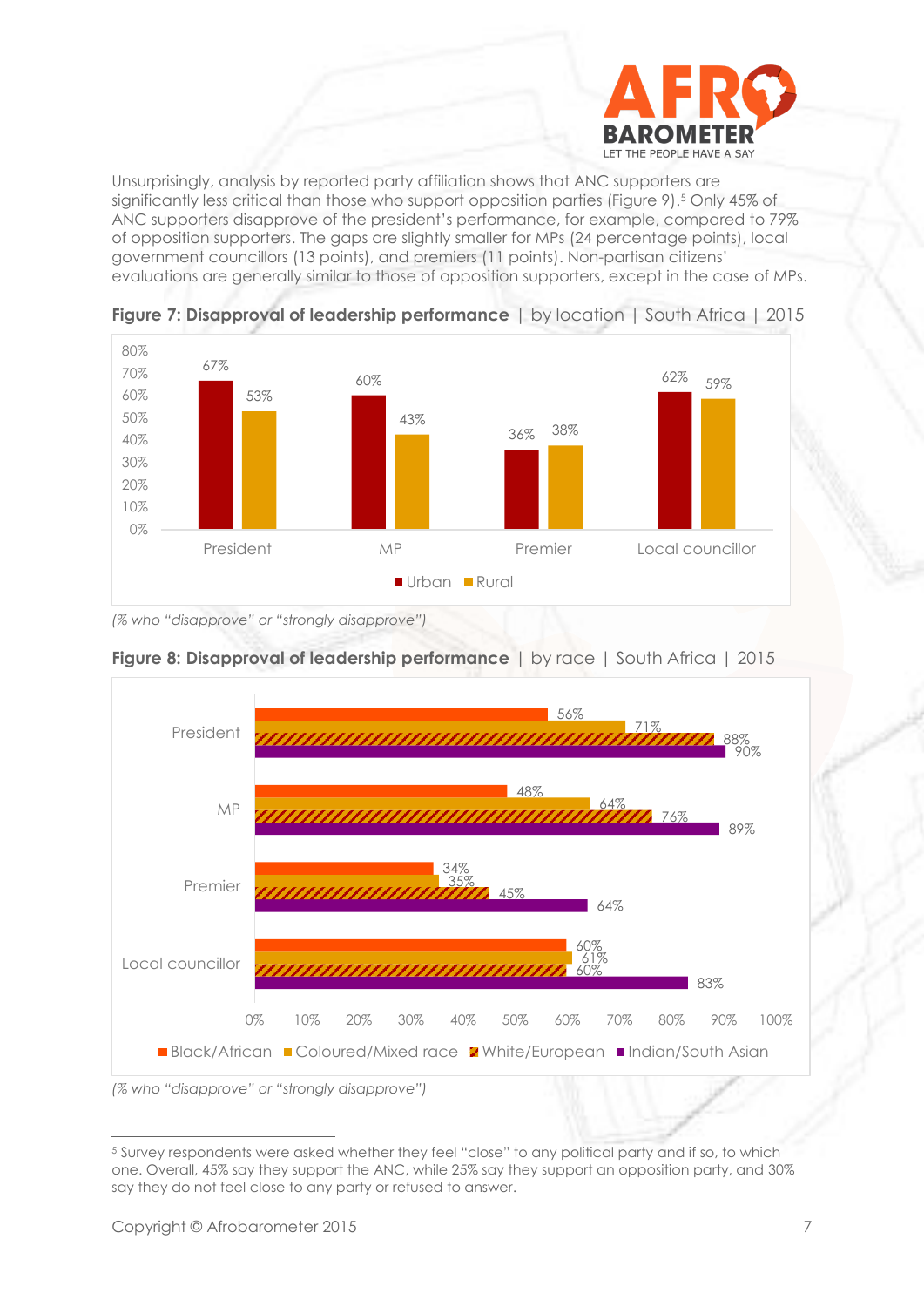Unsurprisingly, analysis by reported party affiliation shows that ANC supporters are significantly less critical than those who support opposition parties (Figure 9).[5] Only 45% of ANC supporters disapprove of the president's performance, for example, compared to 79% of opposition supporters. The gaps are slightly smaller for MPs (24 percentage points), local government councillors (13 points), and premiers (11 points). Non-partisan citizens' evaluations are generally similar to those of opposition supporters, except in the case of MPs.

**Figure 7: Disapproval of leadership performance** | by location | South Africa | 2015

| | Urban | Rural |
|---|---|---|
| President | 67% | 53% |
| MP | 60% | 43% |
| Premier | 36% | 38% |
| Local councillor | 62% | 59% |

*(% who "disapprove" or "strongly disapprove")*

**Figure 8: Disapproval of leadership performance** | by race | South Africa | 2015

| | Black/African | Coloured/Mixed race | White/European | Indian/South Asian |
|---|---|---|---|---|
| President | 56% | 71% | 88% | 90% |
| MP | 48% | 64% | 76% | 89% |
| Premier | 34% | 35% | 45% | 64% |
| Local councillor | 60% | 61% | 60% | 83% |

*(% who "disapprove" or "strongly disapprove")*

[5] Survey respondents were asked whether they feel "close" to any political party and if so, to which one. Overall, 45% say they support the ANC, while 25% say they support an opposition party, and 30% say they do not feel close to any party or refused to answer.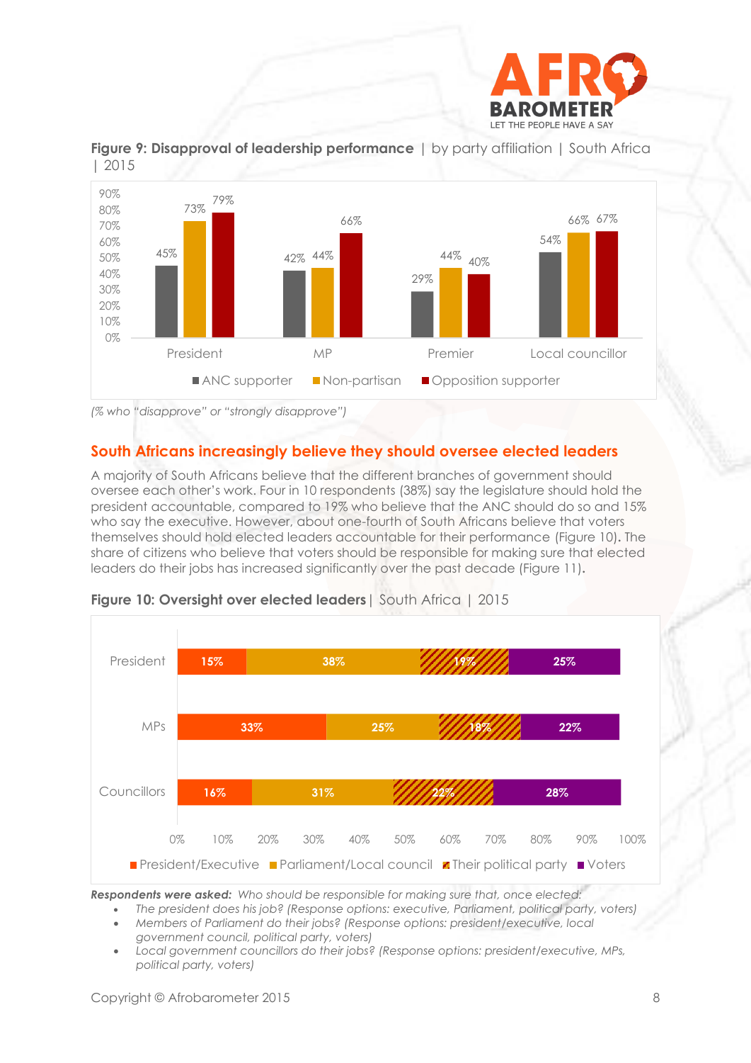**Figure 9: Disapproval of leadership performance** | by party affiliation | South Africa | 2015

| | ANC supporter | Non-partisan | Opposition supporter |
|---|---|---|---|
| President | 45% | 73% | 79% |
| MP | 42% | 44% | 66% |
| Premier | 29% | 44% | 40% |
| Local councillor | 54% | 66% | 67% |

*(% who "disapprove" or "strongly disapprove")*

## South Africans increasingly believe they should oversee elected leaders

A majority of South Africans believe that the different branches of government should oversee each other's work. Four in 10 respondents (38%) say the legislature should hold the president accountable, compared to 19% who believe that the ANC should do so and 15% who say the executive. However, about one-fourth of South Africans believe that voters themselves should hold elected leaders accountable for their performance (Figure 10). The share of citizens who believe that voters should be responsible for making sure that elected leaders do their jobs has increased significantly over the past decade (Figure 11).

**Figure 10: Oversight over elected leaders** | South Africa | 2015

| | President/Executive | Parliament/Local council | Their political party | Voters |
|---|---|---|---|---|
| President | 15% | 38% | 19% | 25% |
| MPs | 33% | 25% | 18% | 22% |
| Councillors | 16% | 31% | 22% | 28% |

***Respondents were asked:*** *Who should be responsible for making sure that, once elected:*

- *The president does his job? (Response options: executive, Parliament, political party, voters)*
- *Members of Parliament do their jobs? (Response options: president/executive, local government council, political party, voters)*
- *Local government councillors do their jobs? (Response options: president/executive, MPs, political party, voters)*

Copyright © Afrobarometer 2015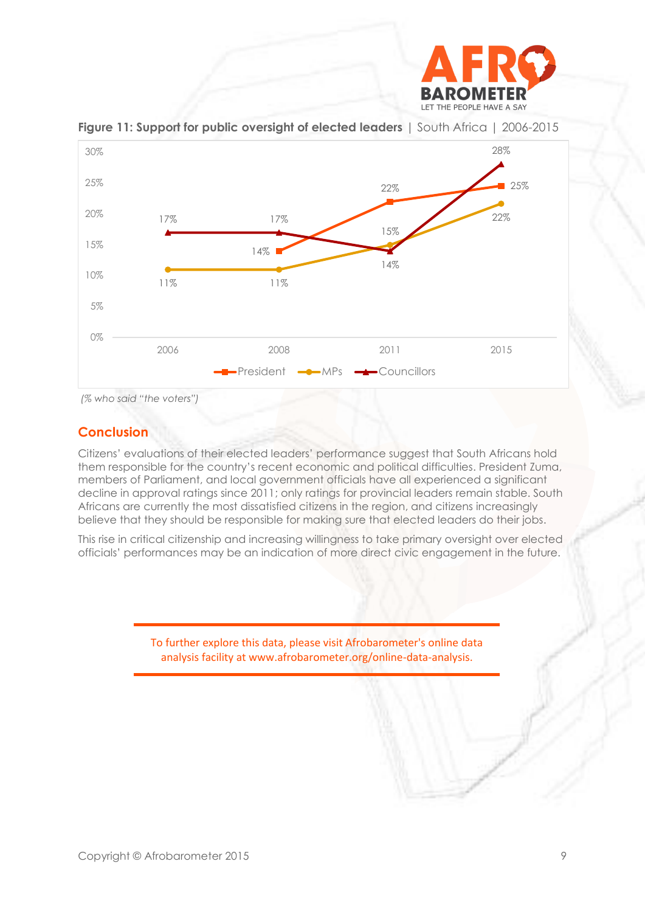**Figure 11: Support for public oversight of elected leaders** | South Africa | 2006-2015

| | 2006 | 2008 | 2011 | 2015 |
|---|---|---|---|---|
| President | | 14% | 22% | 25% |
| MPs | 11% | 11% | 15% | 22% |
| Councillors | 17% | 17% | 14% | 28% |

*(% who said "the voters")*

## Conclusion

Citizens' evaluations of their elected leaders' performance suggest that South Africans hold them responsible for the country's recent economic and political difficulties. President Zuma, members of Parliament, and local government officials have all experienced a significant decline in approval ratings since 2011; only ratings for provincial leaders remain stable. South Africans are currently the most dissatisfied citizens in the region, and citizens increasingly believe that they should be responsible for making sure that elected leaders do their jobs.

This rise in critical citizenship and increasing willingness to take primary oversight over elected officials' performances may be an indication of more direct civic engagement in the future.

---

To further explore this data, please visit Afrobarometer's online data analysis facility at www.afrobarometer.org/online-data-analysis.

---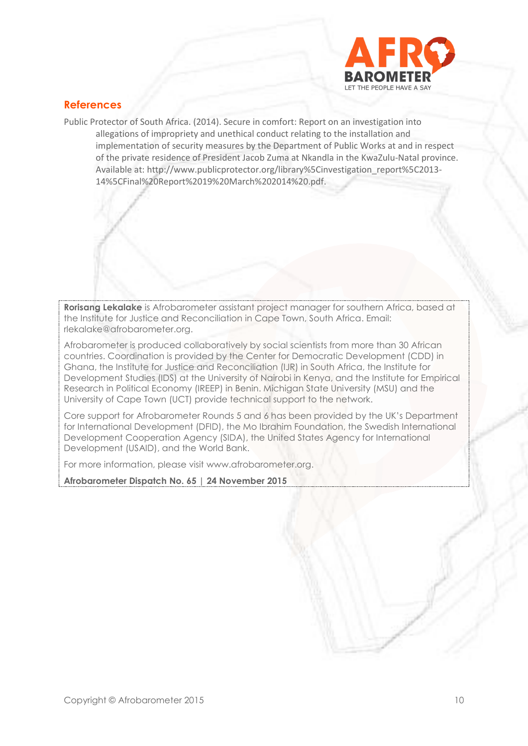## References

Public Protector of South Africa. (2014). Secure in comfort: Report on an investigation into allegations of impropriety and unethical conduct relating to the installation and implementation of security measures by the Department of Public Works at and in respect of the private residence of President Jacob Zuma at Nkandla in the KwaZulu-Natal province. Available at: http://www.publicprotector.org/library%5Cinvestigation_report%5C2013-14%5CFinal%20Report%2019%20March%202014%20.pdf.

**Rorisang Lekalake** is Afrobarometer assistant project manager for southern Africa, based at the Institute for Justice and Reconciliation in Cape Town, South Africa. Email: rlekalake@afrobarometer.org.

Afrobarometer is produced collaboratively by social scientists from more than 30 African countries. Coordination is provided by the Center for Democratic Development (CDD) in Ghana, the Institute for Justice and Reconciliation (IJR) in South Africa, the Institute for Development Studies (IDS) at the University of Nairobi in Kenya, and the Institute for Empirical Research in Political Economy (IREEP) in Benin. Michigan State University (MSU) and the University of Cape Town (UCT) provide technical support to the network.

Core support for Afrobarometer Rounds 5 and 6 has been provided by the UK's Department for International Development (DFID), the Mo Ibrahim Foundation, the Swedish International Development Cooperation Agency (SIDA), the United States Agency for International Development (USAID), and the World Bank.

For more information, please visit www.afrobarometer.org.

**Afrobarometer Dispatch No. 65 | 24 November 2015**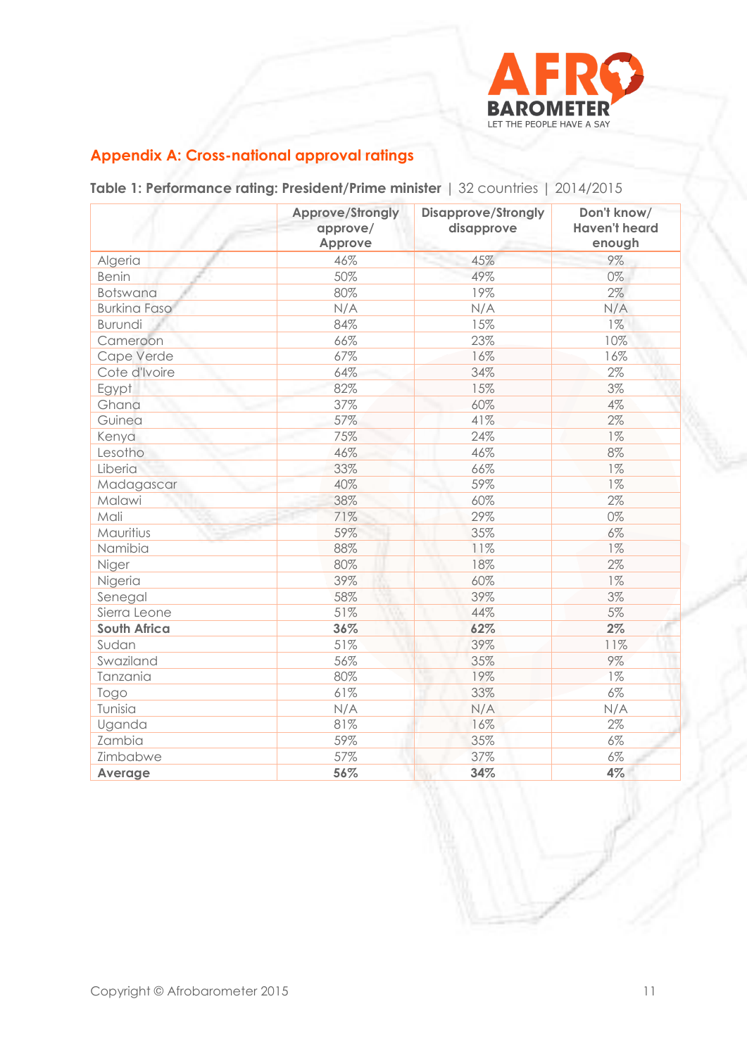## Appendix A: Cross-national approval ratings

**Table 1: Performance rating: President/Prime minister** | 32 countries | 2014/2015

| | Approve/Strongly approve/ Approve | Disapprove/Strongly disapprove | Don't know/ Haven't heard enough |
|---|---|---|---|
| Algeria | 46% | 45% | 9% |
| Benin | 50% | 49% | 0% |
| Botswana | 80% | 19% | 2% |
| Burkina Faso | N/A | N/A | N/A |
| Burundi | 84% | 15% | 1% |
| Cameroon | 66% | 23% | 10% |
| Cape Verde | 67% | 16% | 16% |
| Cote d'Ivoire | 64% | 34% | 2% |
| Egypt | 82% | 15% | 3% |
| Ghana | 37% | 60% | 4% |
| Guinea | 57% | 41% | 2% |
| Kenya | 75% | 24% | 1% |
| Lesotho | 46% | 46% | 8% |
| Liberia | 33% | 66% | 1% |
| Madagascar | 40% | 59% | 1% |
| Malawi | 38% | 60% | 2% |
| Mali | 71% | 29% | 0% |
| Mauritius | 59% | 35% | 6% |
| Namibia | 88% | 11% | 1% |
| Niger | 80% | 18% | 2% |
| Nigeria | 39% | 60% | 1% |
| Senegal | 58% | 39% | 3% |
| Sierra Leone | 51% | 44% | 5% |
| **South Africa** | **36%** | **62%** | **2%** |
| Sudan | 51% | 39% | 11% |
| Swaziland | 56% | 35% | 9% |
| Tanzania | 80% | 19% | 1% |
| Togo | 61% | 33% | 6% |
| Tunisia | N/A | N/A | N/A |
| Uganda | 81% | 16% | 2% |
| Zambia | 59% | 35% | 6% |
| Zimbabwe | 57% | 37% | 6% |
| **Average** | **56%** | **34%** | **4%** |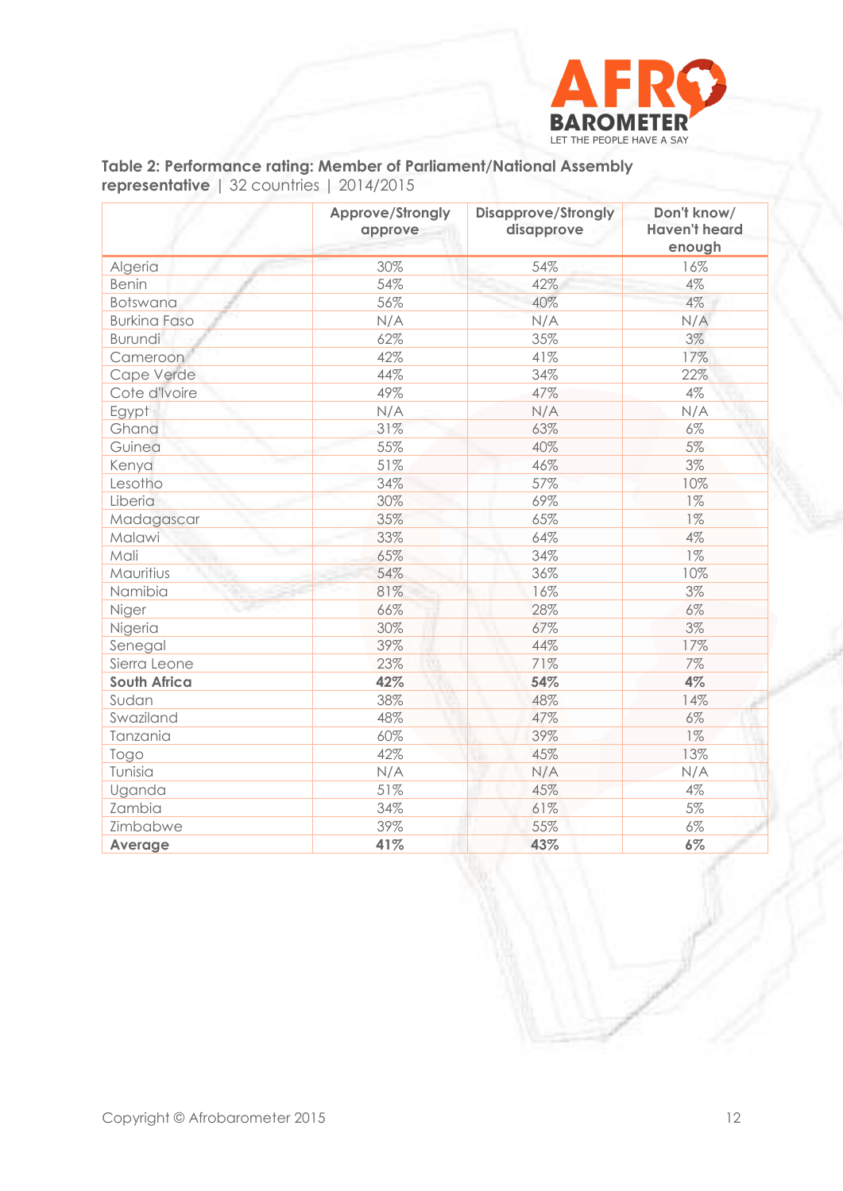**Table 2: Performance rating: Member of Parliament/National Assembly representative** | 32 countries | 2014/2015

| | Approve/Strongly approve | Disapprove/Strongly disapprove | Don't know/ Haven't heard enough |
|---|---|---|---|
| Algeria | 30% | 54% | 16% |
| Benin | 54% | 42% | 4% |
| Botswana | 56% | 40% | 4% |
| Burkina Faso | N/A | N/A | N/A |
| Burundi | 62% | 35% | 3% |
| Cameroon | 42% | 41% | 17% |
| Cape Verde | 44% | 34% | 22% |
| Cote d'Ivoire | 49% | 47% | 4% |
| Egypt | N/A | N/A | N/A |
| Ghana | 31% | 63% | 6% |
| Guinea | 55% | 40% | 5% |
| Kenya | 51% | 46% | 3% |
| Lesotho | 34% | 57% | 10% |
| Liberia | 30% | 69% | 1% |
| Madagascar | 35% | 65% | 1% |
| Malawi | 33% | 64% | 4% |
| Mali | 65% | 34% | 1% |
| Mauritius | 54% | 36% | 10% |
| Namibia | 81% | 16% | 3% |
| Niger | 66% | 28% | 6% |
| Nigeria | 30% | 67% | 3% |
| Senegal | 39% | 44% | 17% |
| Sierra Leone | 23% | 71% | 7% |
| **South Africa** | **42%** | **54%** | **4%** |
| Sudan | 38% | 48% | 14% |
| Swaziland | 48% | 47% | 6% |
| Tanzania | 60% | 39% | 1% |
| Togo | 42% | 45% | 13% |
| Tunisia | N/A | N/A | N/A |
| Uganda | 51% | 45% | 4% |
| Zambia | 34% | 61% | 5% |
| Zimbabwe | 39% | 55% | 6% |
| **Average** | **41%** | **43%** | **6%** |

Copyright © Afrobarometer 2015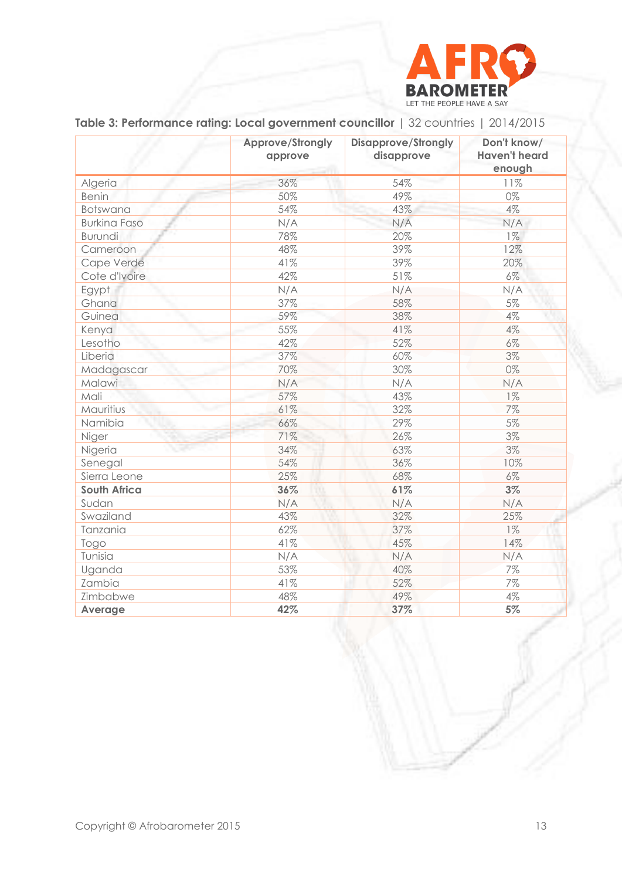**Table 3: Performance rating: Local government councillor** | 32 countries | 2014/2015

| | Approve/Strongly approve | Disapprove/Strongly disapprove | Don't know/ Haven't heard enough |
|---|---|---|---|
| Algeria | 36% | 54% | 11% |
| Benin | 50% | 49% | 0% |
| Botswana | 54% | 43% | 4% |
| Burkina Faso | N/A | N/A | N/A |
| Burundi | 78% | 20% | 1% |
| Cameroon | 48% | 39% | 12% |
| Cape Verde | 41% | 39% | 20% |
| Cote d'Ivoire | 42% | 51% | 6% |
| Egypt | N/A | N/A | N/A |
| Ghana | 37% | 58% | 5% |
| Guinea | 59% | 38% | 4% |
| Kenya | 55% | 41% | 4% |
| Lesotho | 42% | 52% | 6% |
| Liberia | 37% | 60% | 3% |
| Madagascar | 70% | 30% | 0% |
| Malawi | N/A | N/A | N/A |
| Mali | 57% | 43% | 1% |
| Mauritius | 61% | 32% | 7% |
| Namibia | 66% | 29% | 5% |
| Niger | 71% | 26% | 3% |
| Nigeria | 34% | 63% | 3% |
| Senegal | 54% | 36% | 10% |
| Sierra Leone | 25% | 68% | 6% |
| **South Africa** | **36%** | **61%** | **3%** |
| Sudan | N/A | N/A | N/A |
| Swaziland | 43% | 32% | 25% |
| Tanzania | 62% | 37% | 1% |
| Togo | 41% | 45% | 14% |
| Tunisia | N/A | N/A | N/A |
| Uganda | 53% | 40% | 7% |
| Zambia | 41% | 52% | 7% |
| Zimbabwe | 48% | 49% | 4% |
| **Average** | **42%** | **37%** | **5%** |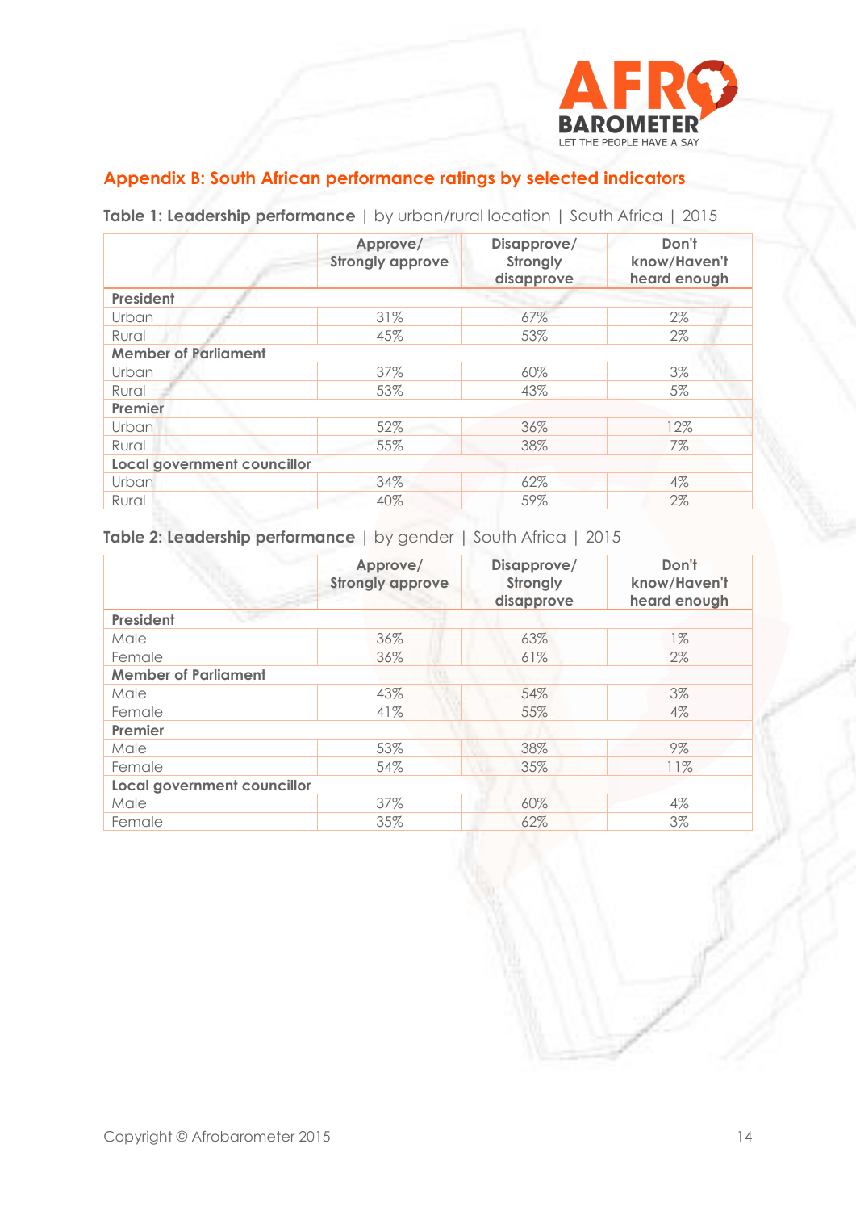## Appendix B: South African performance ratings by selected indicators

**Table 1: Leadership performance** | by urban/rural location | South Africa | 2015

| | Approve/ Strongly approve | Disapprove/ Strongly disapprove | Don't know/Haven't heard enough |
|---|---|---|---|
| **President** | | | |
| Urban | 31% | 67% | 2% |
| Rural | 45% | 53% | 2% |
| **Member of Parliament** | | | |
| Urban | 37% | 60% | 3% |
| Rural | 53% | 43% | 5% |
| **Premier** | | | |
| Urban | 52% | 36% | 12% |
| Rural | 55% | 38% | 7% |
| **Local government councillor** | | | |
| Urban | 34% | 62% | 4% |
| Rural | 40% | 59% | 2% |

**Table 2: Leadership performance** | by gender | South Africa | 2015

| | Approve/ Strongly approve | Disapprove/ Strongly disapprove | Don't know/Haven't heard enough |
|---|---|---|---|
| **President** | | | |
| Male | 36% | 63% | 1% |
| Female | 36% | 61% | 2% |
| **Member of Parliament** | | | |
| Male | 43% | 54% | 3% |
| Female | 41% | 55% | 4% |
| **Premier** | | | |
| Male | 53% | 38% | 9% |
| Female | 54% | 35% | 11% |
| **Local government councillor** | | | |
| Male | 37% | 60% | 4% |
| Female | 35% | 62% | 3% |

Copyright © Afrobarometer 2015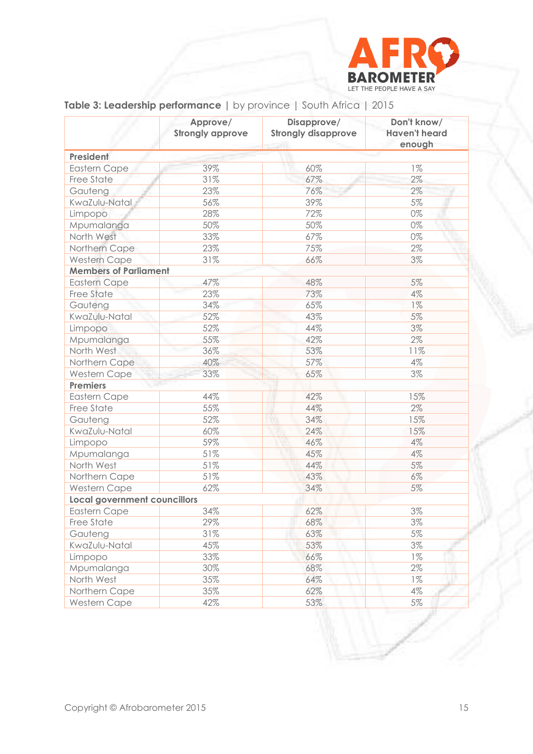**Table 3: Leadership performance** | by province | South Africa | 2015

| | Approve/ Strongly approve | Disapprove/ Strongly disapprove | Don't know/ Haven't heard enough |
|---|---|---|---|
| **President** | | | |
| Eastern Cape | 39% | 60% | 1% |
| Free State | 31% | 67% | 2% |
| Gauteng | 23% | 76% | 2% |
| KwaZulu-Natal | 56% | 39% | 5% |
| Limpopo | 28% | 72% | 0% |
| Mpumalanga | 50% | 50% | 0% |
| North West | 33% | 67% | 0% |
| Northern Cape | 23% | 75% | 2% |
| Western Cape | 31% | 66% | 3% |
| **Members of Parliament** | | | |
| Eastern Cape | 47% | 48% | 5% |
| Free State | 23% | 73% | 4% |
| Gauteng | 34% | 65% | 1% |
| KwaZulu-Natal | 52% | 43% | 5% |
| Limpopo | 52% | 44% | 3% |
| Mpumalanga | 55% | 42% | 2% |
| North West | 36% | 53% | 11% |
| Northern Cape | 40% | 57% | 4% |
| Western Cape | 33% | 65% | 3% |
| **Premiers** | | | |
| Eastern Cape | 44% | 42% | 15% |
| Free State | 55% | 44% | 2% |
| Gauteng | 52% | 34% | 15% |
| KwaZulu-Natal | 60% | 24% | 15% |
| Limpopo | 59% | 46% | 4% |
| Mpumalanga | 51% | 45% | 4% |
| North West | 51% | 44% | 5% |
| Northern Cape | 51% | 43% | 6% |
| Western Cape | 62% | 34% | 5% |
| **Local government councillors** | | | |
| Eastern Cape | 34% | 62% | 3% |
| Free State | 29% | 68% | 3% |
| Gauteng | 31% | 63% | 5% |
| KwaZulu-Natal | 45% | 53% | 3% |
| Limpopo | 33% | 66% | 1% |
| Mpumalanga | 30% | 68% | 2% |
| North West | 35% | 64% | 1% |
| Northern Cape | 35% | 62% | 4% |
| Western Cape | 42% | 53% | 5% |

Copyright © Afrobarometer 2015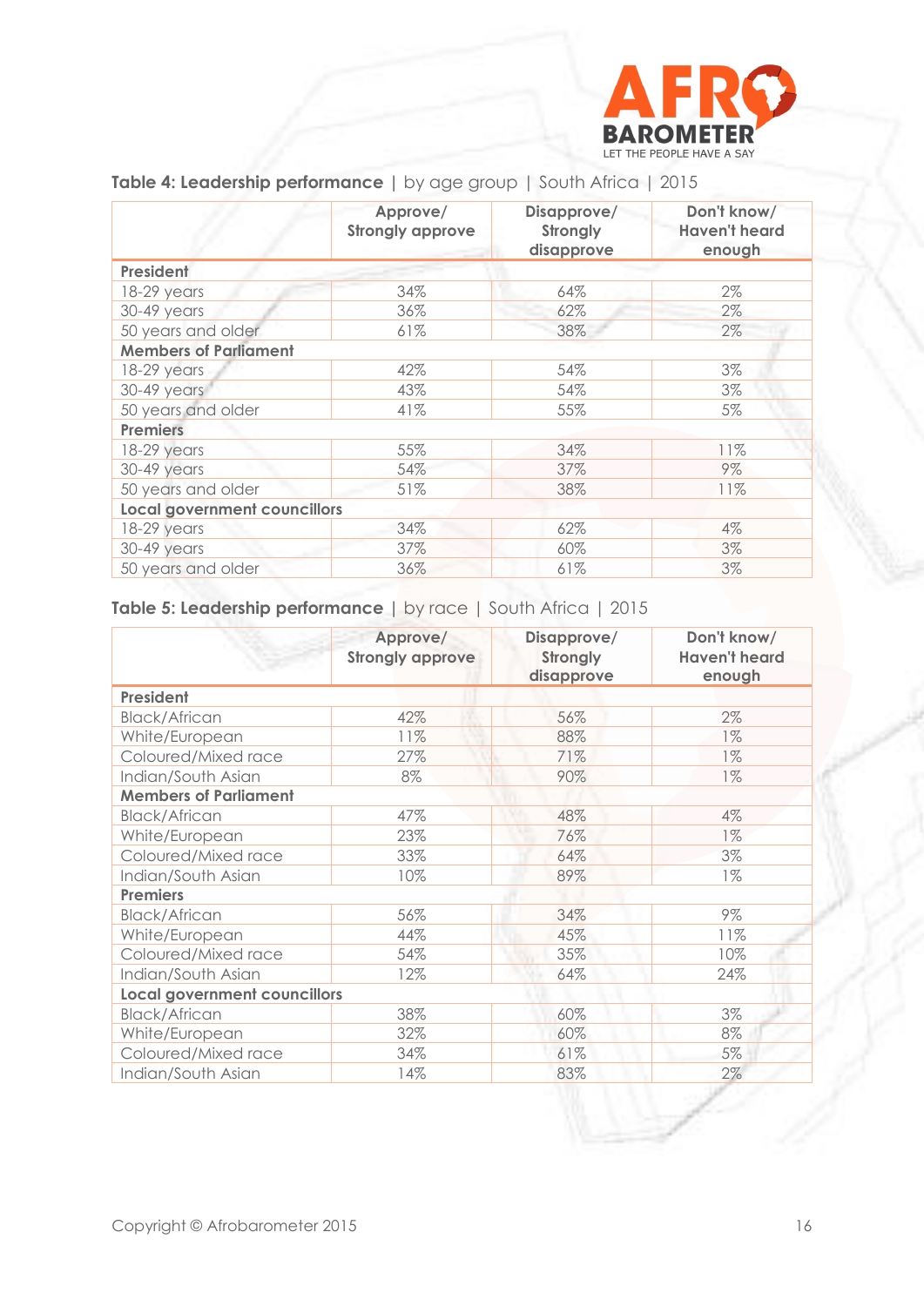**Table 4: Leadership performance** | by age group | South Africa | 2015

| | Approve/ Strongly approve | Disapprove/ Strongly disapprove | Don't know/ Haven't heard enough |
|---|---|---|---|
| **President** | | | |
| 18-29 years | 34% | 64% | 2% |
| 30-49 years | 36% | 62% | 2% |
| 50 years and older | 61% | 38% | 2% |
| **Members of Parliament** | | | |
| 18-29 years | 42% | 54% | 3% |
| 30-49 years | 43% | 54% | 3% |
| 50 years and older | 41% | 55% | 5% |
| **Premiers** | | | |
| 18-29 years | 55% | 34% | 11% |
| 30-49 years | 54% | 37% | 9% |
| 50 years and older | 51% | 38% | 11% |
| **Local government councillors** | | | |
| 18-29 years | 34% | 62% | 4% |
| 30-49 years | 37% | 60% | 3% |
| 50 years and older | 36% | 61% | 3% |

**Table 5: Leadership performance** | by race | South Africa | 2015

| | Approve/ Strongly approve | Disapprove/ Strongly disapprove | Don't know/ Haven't heard enough |
|---|---|---|---|
| **President** | | | |
| Black/African | 42% | 56% | 2% |
| White/European | 11% | 88% | 1% |
| Coloured/Mixed race | 27% | 71% | 1% |
| Indian/South Asian | 8% | 90% | 1% |
| **Members of Parliament** | | | |
| Black/African | 47% | 48% | 4% |
| White/European | 23% | 76% | 1% |
| Coloured/Mixed race | 33% | 64% | 3% |
| Indian/South Asian | 10% | 89% | 1% |
| **Premiers** | | | |
| Black/African | 56% | 34% | 9% |
| White/European | 44% | 45% | 11% |
| Coloured/Mixed race | 54% | 35% | 10% |
| Indian/South Asian | 12% | 64% | 24% |
| **Local government councillors** | | | |
| Black/African | 38% | 60% | 3% |
| White/European | 32% | 60% | 8% |
| Coloured/Mixed race | 34% | 61% | 5% |
| Indian/South Asian | 14% | 83% | 2% |

Copyright © Afrobarometer 2015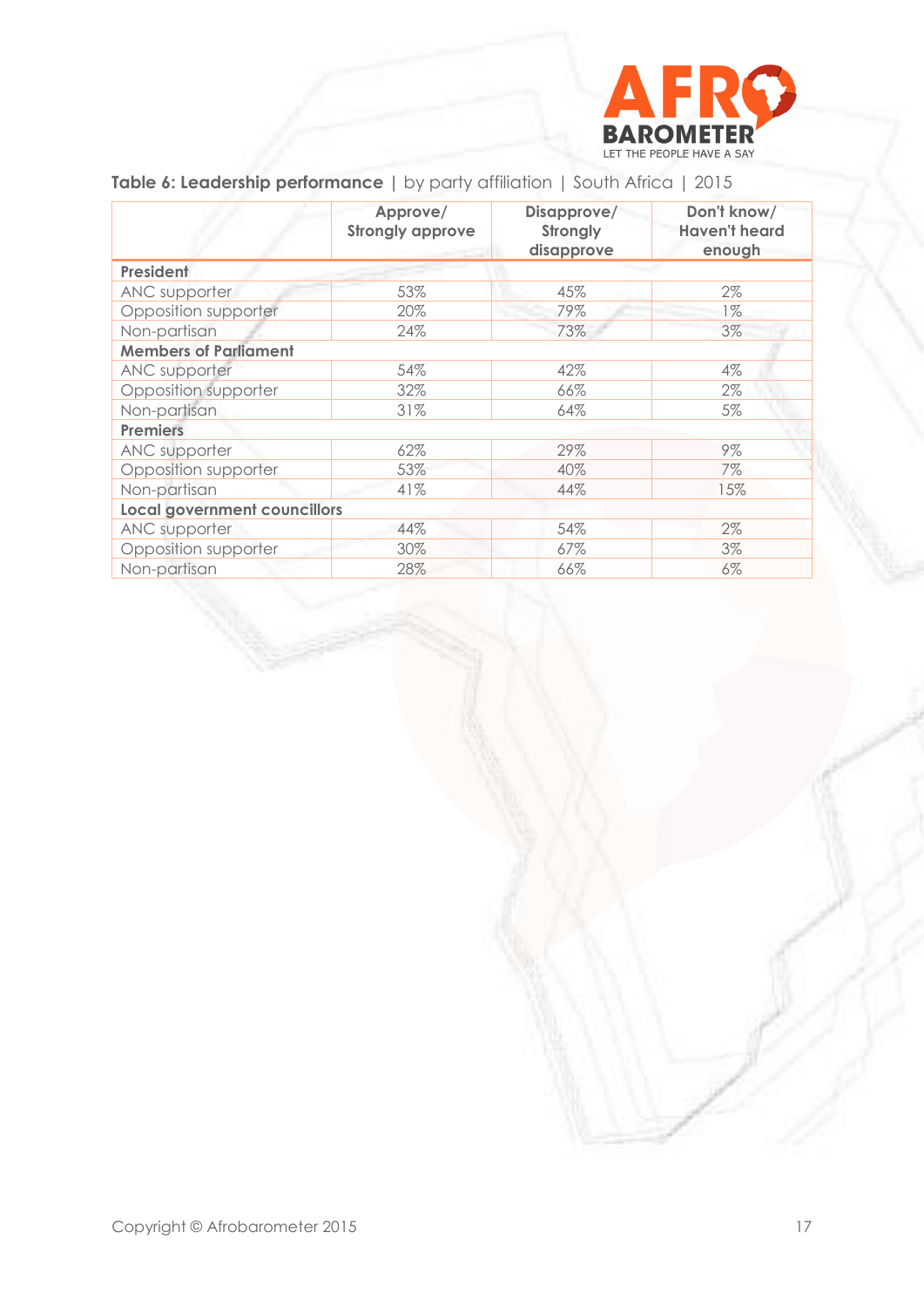**Table 6: Leadership performance** | by party affiliation | South Africa | 2015

| | Approve/ Strongly approve | Disapprove/ Strongly disapprove | Don't know/ Haven't heard enough |
|---|---|---|---|
| **President** | | | |
| ANC supporter | 53% | 45% | 2% |
| Opposition supporter | 20% | 79% | 1% |
| Non-partisan | 24% | 73% | 3% |
| **Members of Parliament** | | | |
| ANC supporter | 54% | 42% | 4% |
| Opposition supporter | 32% | 66% | 2% |
| Non-partisan | 31% | 64% | 5% |
| **Premiers** | | | |
| ANC supporter | 62% | 29% | 9% |
| Opposition supporter | 53% | 40% | 7% |
| Non-partisan | 41% | 44% | 15% |
| **Local government councillors** | | | |
| ANC supporter | 44% | 54% | 2% |
| Opposition supporter | 30% | 67% | 3% |
| Non-partisan | 28% | 66% | 6% |

Copyright © Afrobarometer 2015